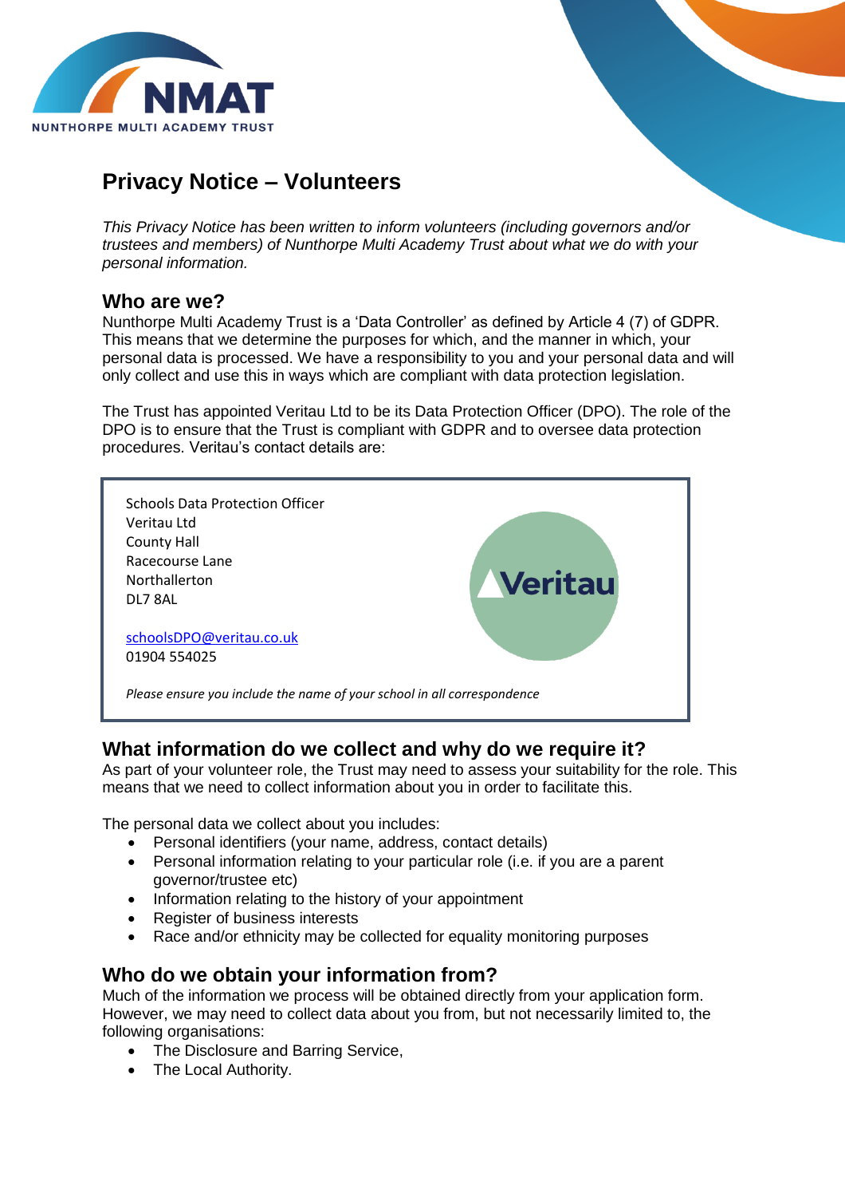# Privacy Notice – Volunteers

*This Privacy Notice has been written to inform volunteers (including governors and/or trustees and members) of Nunthorpe Multi Academy Trust about what we do with your personal information.*

## Who are we?

Nunthorpe Multi Academy Trust is a 'Data Controller' as defined by Article 4 (7) of GDPR. This means that we determine the purposes for which, and the manner in which, your personal data is processed. We have a responsibility to you and your personal data and will only collect and use this in ways which are compliant with data protection legislation.

The Trust has appointed Veritau Ltd to be its Data Protection Officer (DPO). The role of the DPO is to ensure that the Trust is compliant with GDPR and to oversee data protection procedures. Veritau's contact details are:

Schools Data Protection Officer
Veritau Ltd
County Hall
Racecourse Lane
Northallerton
DL7 8AL

schoolsDPO@veritau.co.uk
01904 554025

*Please ensure you include the name of your school in all correspondence*

## What information do we collect and why do we require it?

As part of your volunteer role, the Trust may need to assess your suitability for the role. This means that we need to collect information about you in order to facilitate this.

The personal data we collect about you includes:

- Personal identifiers (your name, address, contact details)
- Personal information relating to your particular role (i.e. if you are a parent governor/trustee etc)
- Information relating to the history of your appointment
- Register of business interests
- Race and/or ethnicity may be collected for equality monitoring purposes

## Who do we obtain your information from?

Much of the information we process will be obtained directly from your application form. However, we may need to collect data about you from, but not necessarily limited to, the following organisations:

- The Disclosure and Barring Service,
- The Local Authority.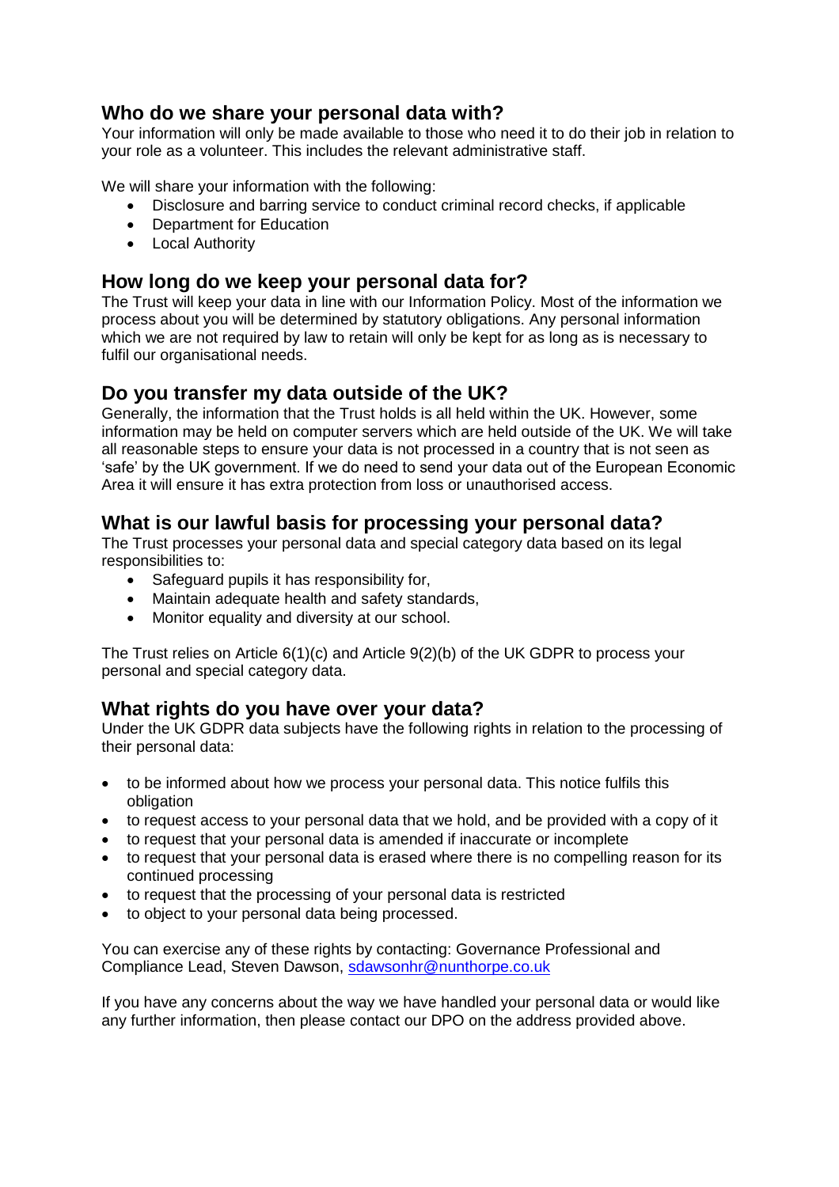## Who do we share your personal data with?

Your information will only be made available to those who need it to do their job in relation to your role as a volunteer. This includes the relevant administrative staff.

We will share your information with the following:

- Disclosure and barring service to conduct criminal record checks, if applicable
- Department for Education
- Local Authority

## How long do we keep your personal data for?

The Trust will keep your data in line with our Information Policy. Most of the information we process about you will be determined by statutory obligations. Any personal information which we are not required by law to retain will only be kept for as long as is necessary to fulfil our organisational needs.

## Do you transfer my data outside of the UK?

Generally, the information that the Trust holds is all held within the UK. However, some information may be held on computer servers which are held outside of the UK. We will take all reasonable steps to ensure your data is not processed in a country that is not seen as 'safe' by the UK government. If we do need to send your data out of the European Economic Area it will ensure it has extra protection from loss or unauthorised access.

## What is our lawful basis for processing your personal data?

The Trust processes your personal data and special category data based on its legal responsibilities to:

- Safeguard pupils it has responsibility for,
- Maintain adequate health and safety standards,
- Monitor equality and diversity at our school.

The Trust relies on Article 6(1)(c) and Article 9(2)(b) of the UK GDPR to process your personal and special category data.

## What rights do you have over your data?

Under the UK GDPR data subjects have the following rights in relation to the processing of their personal data:

- to be informed about how we process your personal data. This notice fulfils this obligation
- to request access to your personal data that we hold, and be provided with a copy of it
- to request that your personal data is amended if inaccurate or incomplete
- to request that your personal data is erased where there is no compelling reason for its continued processing
- to request that the processing of your personal data is restricted
- to object to your personal data being processed.

You can exercise any of these rights by contacting: Governance Professional and Compliance Lead, Steven Dawson, sdawsonhr@nunthorpe.co.uk

If you have any concerns about the way we have handled your personal data or would like any further information, then please contact our DPO on the address provided above.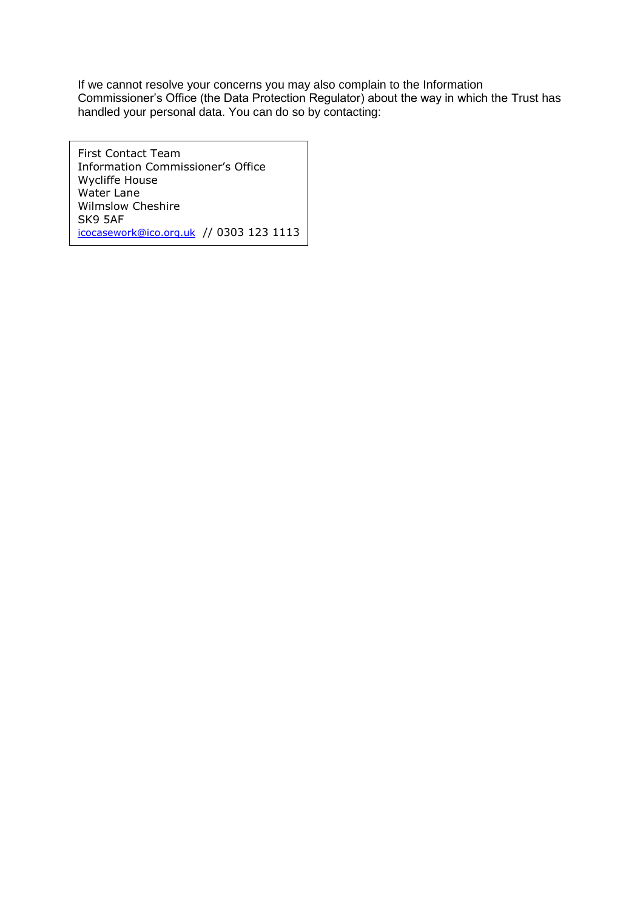If we cannot resolve your concerns you may also complain to the Information Commissioner's Office (the Data Protection Regulator) about the way in which the Trust has handled your personal data. You can do so by contacting:

First Contact Team
Information Commissioner's Office
Wycliffe House
Water Lane
Wilmslow Cheshire
SK9 5AF
icocasework@ico.org.uk // 0303 123 1113